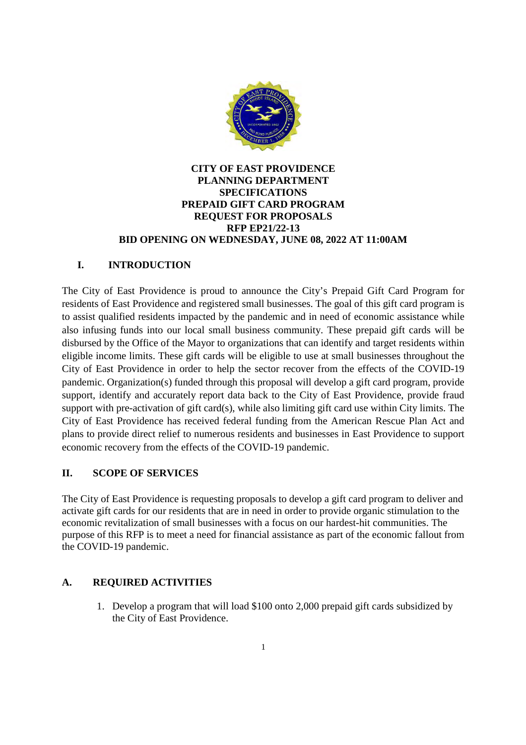**CITY OF EAST PROVIDENCE**
**PLANNING DEPARTMENT**
**SPECIFICATIONS**
**PREPAID GIFT CARD PROGRAM**
**REQUEST FOR PROPOSALS**
**RFP EP21/22-13**
**BID OPENING ON WEDNESDAY, JUNE 08, 2022 AT 11:00AM**

## I. INTRODUCTION

The City of East Providence is proud to announce the City's Prepaid Gift Card Program for residents of East Providence and registered small businesses. The goal of this gift card program is to assist qualified residents impacted by the pandemic and in need of economic assistance while also infusing funds into our local small business community. These prepaid gift cards will be disbursed by the Office of the Mayor to organizations that can identify and target residents within eligible income limits. These gift cards will be eligible to use at small businesses throughout the City of East Providence in order to help the sector recover from the effects of the COVID-19 pandemic. Organization(s) funded through this proposal will develop a gift card program, provide support, identify and accurately report data back to the City of East Providence, provide fraud support with pre-activation of gift card(s), while also limiting gift card use within City limits. The City of East Providence has received federal funding from the American Rescue Plan Act and plans to provide direct relief to numerous residents and businesses in East Providence to support economic recovery from the effects of the COVID-19 pandemic.

## II. SCOPE OF SERVICES

The City of East Providence is requesting proposals to develop a gift card program to deliver and activate gift cards for our residents that are in need in order to provide organic stimulation to the economic revitalization of small businesses with a focus on our hardest-hit communities. The purpose of this RFP is to meet a need for financial assistance as part of the economic fallout from the COVID-19 pandemic.

### A. REQUIRED ACTIVITIES

1. Develop a program that will load $100 onto 2,000 prepaid gift cards subsidized by the City of East Providence.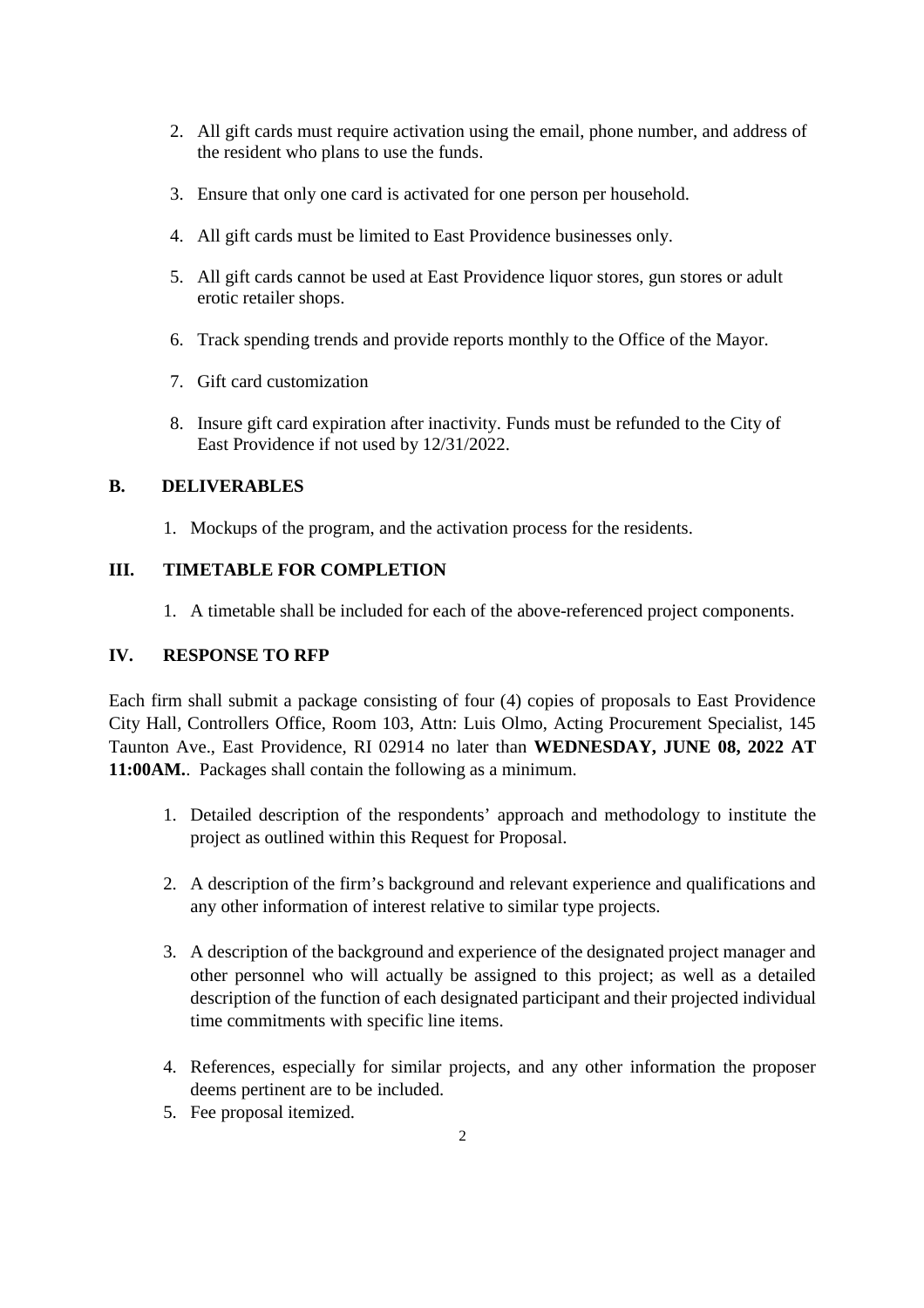2. All gift cards must require activation using the email, phone number, and address of the resident who plans to use the funds.

3. Ensure that only one card is activated for one person per household.

4. All gift cards must be limited to East Providence businesses only.

5. All gift cards cannot be used at East Providence liquor stores, gun stores or adult erotic retailer shops.

6. Track spending trends and provide reports monthly to the Office of the Mayor.

7. Gift card customization

8. Insure gift card expiration after inactivity. Funds must be refunded to the City of East Providence if not used by 12/31/2022.

### B. DELIVERABLES

1. Mockups of the program, and the activation process for the residents.

## III. TIMETABLE FOR COMPLETION

1. A timetable shall be included for each of the above-referenced project components.

## IV. RESPONSE TO RFP

Each firm shall submit a package consisting of four (4) copies of proposals to East Providence City Hall, Controllers Office, Room 103, Attn: Luis Olmo, Acting Procurement Specialist, 145 Taunton Ave., East Providence, RI 02914 no later than **WEDNESDAY, JUNE 08, 2022 AT 11:00AM.**. Packages shall contain the following as a minimum.

1. Detailed description of the respondents' approach and methodology to institute the project as outlined within this Request for Proposal.

2. A description of the firm's background and relevant experience and qualifications and any other information of interest relative to similar type projects.

3. A description of the background and experience of the designated project manager and other personnel who will actually be assigned to this project; as well as a detailed description of the function of each designated participant and their projected individual time commitments with specific line items.

4. References, especially for similar projects, and any other information the proposer deems pertinent are to be included.
5. Fee proposal itemized.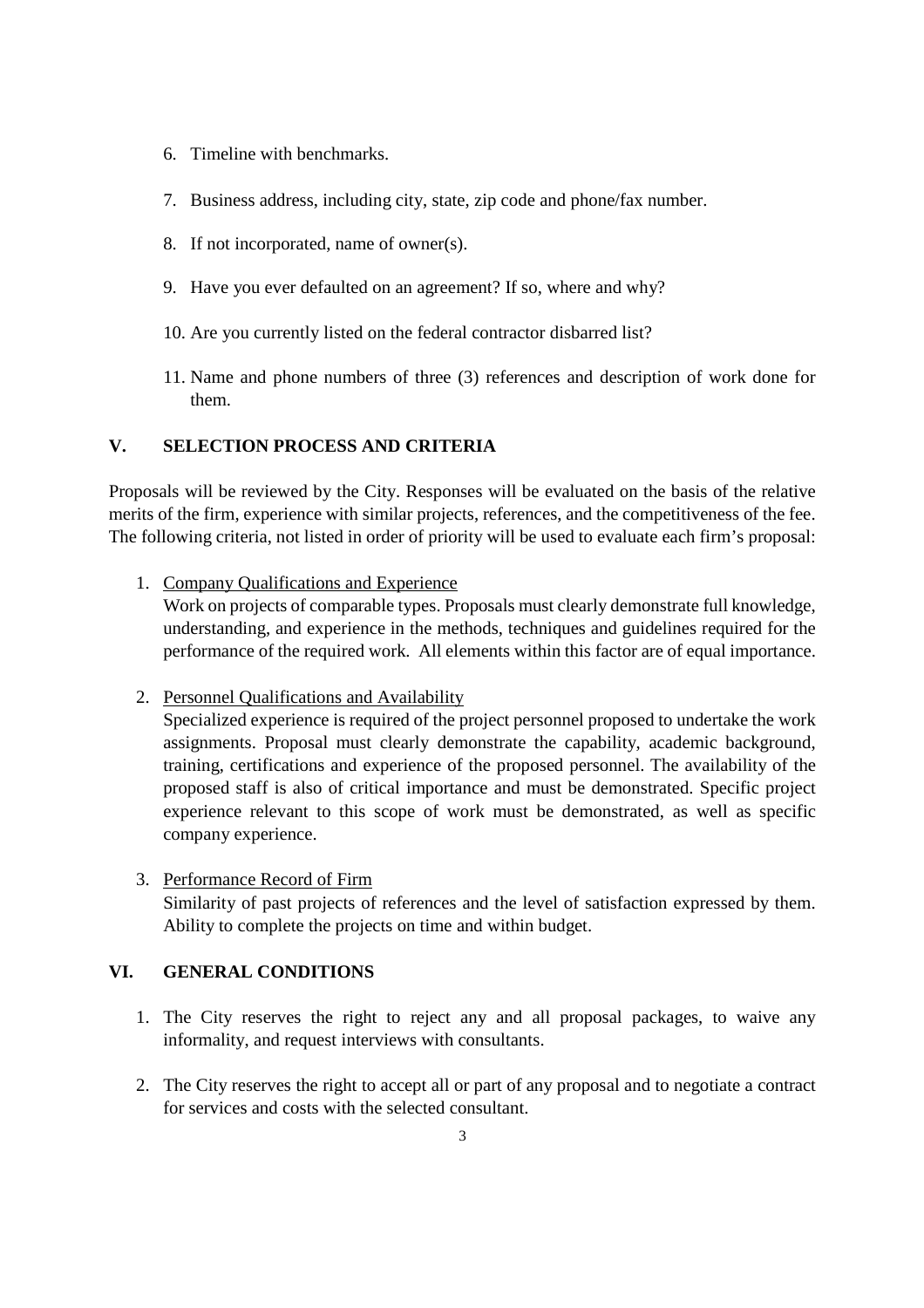6. Timeline with benchmarks.

7. Business address, including city, state, zip code and phone/fax number.

8. If not incorporated, name of owner(s).

9. Have you ever defaulted on an agreement? If so, where and why?

10. Are you currently listed on the federal contractor disbarred list?

11. Name and phone numbers of three (3) references and description of work done for them.

## V. SELECTION PROCESS AND CRITERIA

Proposals will be reviewed by the City. Responses will be evaluated on the basis of the relative merits of the firm, experience with similar projects, references, and the competitiveness of the fee. The following criteria, not listed in order of priority will be used to evaluate each firm's proposal:

1. <u>Company Qualifications and Experience</u>
   Work on projects of comparable types. Proposals must clearly demonstrate full knowledge, understanding, and experience in the methods, techniques and guidelines required for the performance of the required work. All elements within this factor are of equal importance.

2. <u>Personnel Qualifications and Availability</u>
   Specialized experience is required of the project personnel proposed to undertake the work assignments. Proposal must clearly demonstrate the capability, academic background, training, certifications and experience of the proposed personnel. The availability of the proposed staff is also of critical importance and must be demonstrated. Specific project experience relevant to this scope of work must be demonstrated, as well as specific company experience.

3. <u>Performance Record of Firm</u>
   Similarity of past projects of references and the level of satisfaction expressed by them. Ability to complete the projects on time and within budget.

## VI. GENERAL CONDITIONS

1. The City reserves the right to reject any and all proposal packages, to waive any informality, and request interviews with consultants.

2. The City reserves the right to accept all or part of any proposal and to negotiate a contract for services and costs with the selected consultant.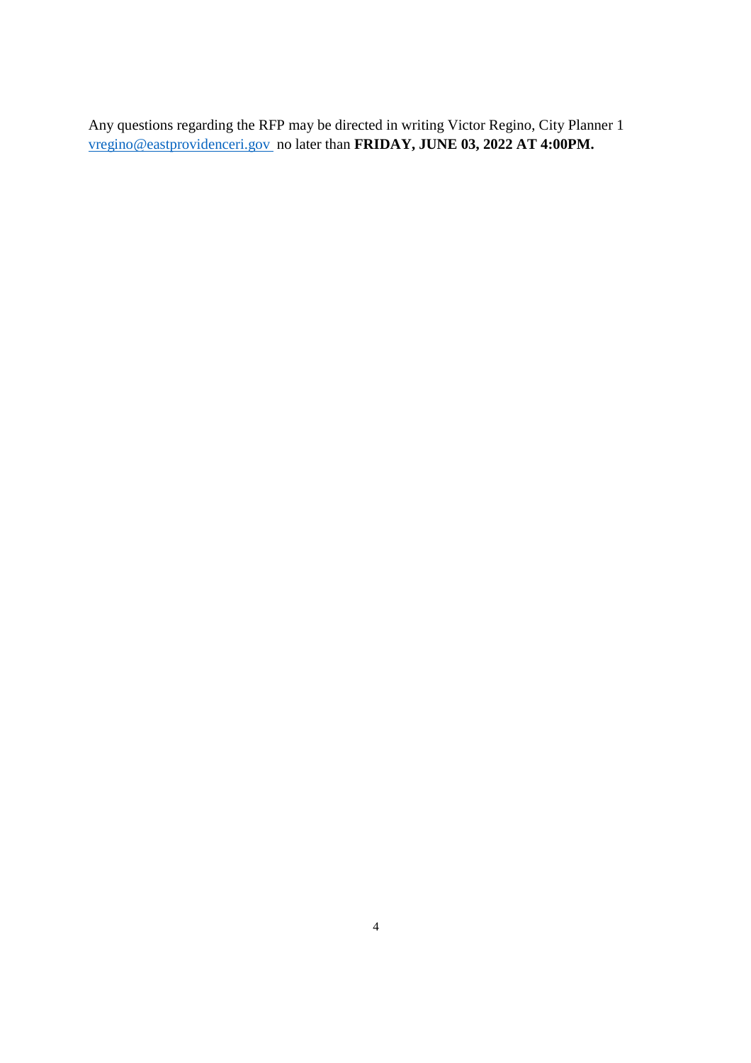Any questions regarding the RFP may be directed in writing Victor Regino, City Planner 1 vregino@eastprovidenceri.gov no later than **FRIDAY, JUNE 03, 2022 AT 4:00PM.**